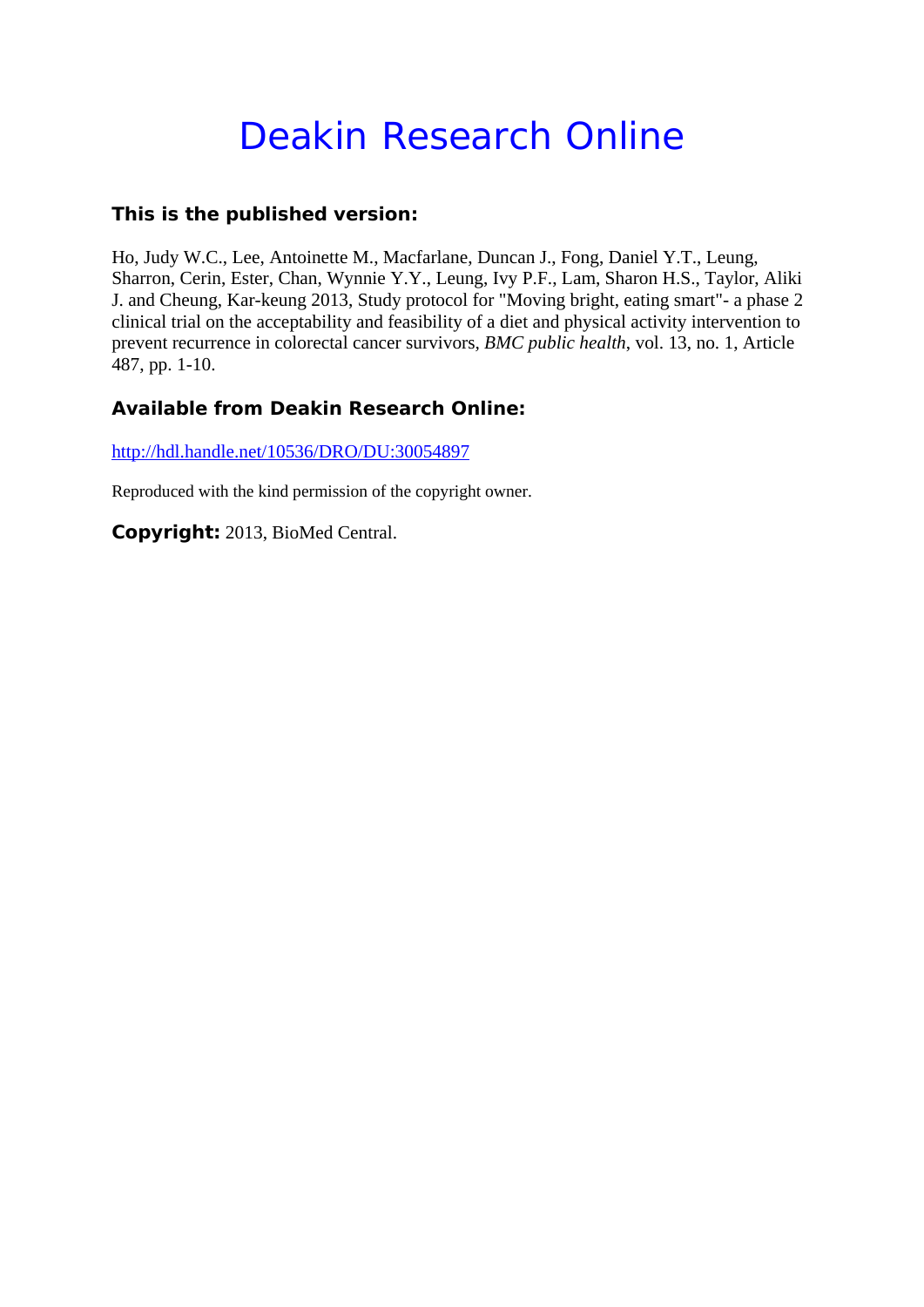# Deakin Research Online

## This is the published version:

Ho, Judy W.C., Lee, Antoinette M., Macfarlane, Duncan J., Fong, Daniel Y.T., Leung, Sharron, Cerin, Ester, Chan, Wynnie Y.Y., Leung, Ivy P.F., Lam, Sharon H.S., Taylor, Aliki J. and Cheung, Kar-keung 2013, Study protocol for "Moving bright, eating smart"- a phase 2 clinical trial on the acceptability and feasibility of a diet and physical activity intervention to prevent recurrence in colorectal cancer survivors, *BMC public health*, vol. 13, no. 1, Article 487, pp. 1-10.

## Available from Deakin Research Online:

http://hdl.handle.net/10536/DRO/DU:30054897

Reproduced with the kind permission of the copyright owner.

**Copyright:** 2013, BioMed Central.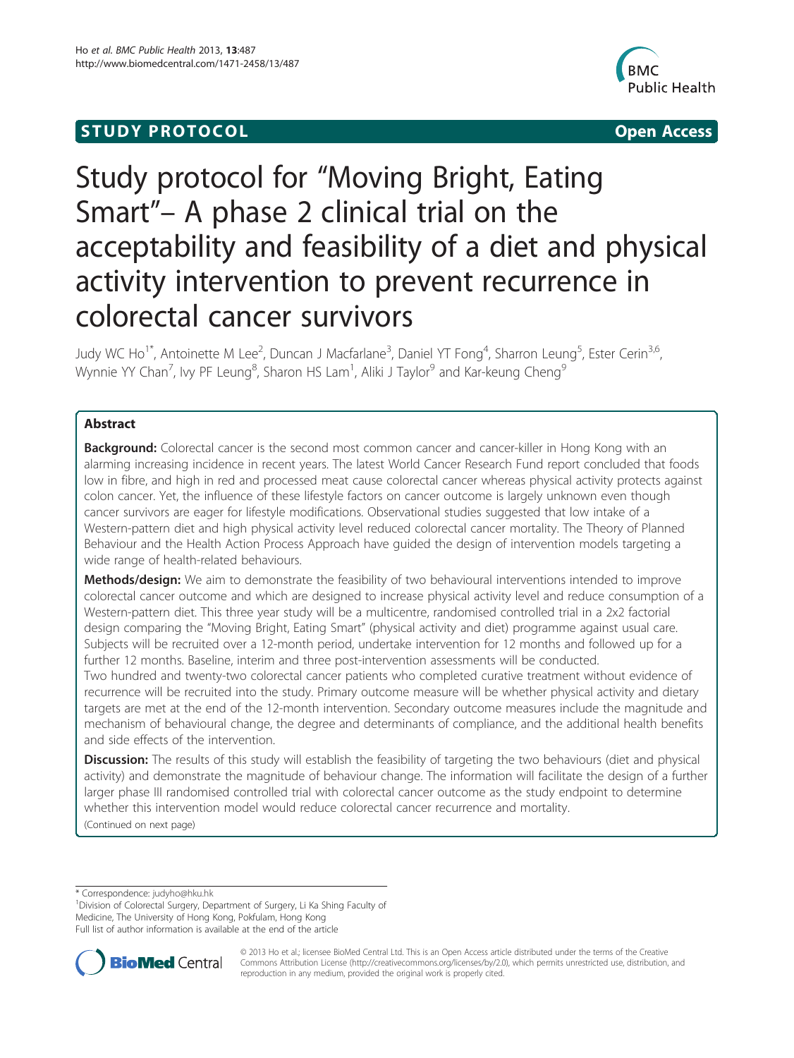# Study protocol for "Moving Bright, Eating Smart"– A phase 2 clinical trial on the acceptability and feasibility of a diet and physical activity intervention to prevent recurrence in colorectal cancer survivors

Judy WC Ho[1*], Antoinette M Lee[2], Duncan J Macfarlane[3], Daniel YT Fong[4], Sharron Leung[5], Ester Cerin[3,6], Wynnie YY Chan[7], Ivy PF Leung[8], Sharon HS Lam[1], Aliki J Taylor[9] and Kar-keung Cheng[9]

## Abstract

**Background:** Colorectal cancer is the second most common cancer and cancer-killer in Hong Kong with an alarming increasing incidence in recent years. The latest World Cancer Research Fund report concluded that foods low in fibre, and high in red and processed meat cause colorectal cancer whereas physical activity protects against colon cancer. Yet, the influence of these lifestyle factors on cancer outcome is largely unknown even though cancer survivors are eager for lifestyle modifications. Observational studies suggested that low intake of a Western-pattern diet and high physical activity level reduced colorectal cancer mortality. The Theory of Planned Behaviour and the Health Action Process Approach have guided the design of intervention models targeting a wide range of health-related behaviours.

**Methods/design:** We aim to demonstrate the feasibility of two behavioural interventions intended to improve colorectal cancer outcome and which are designed to increase physical activity level and reduce consumption of a Western-pattern diet. This three year study will be a multicentre, randomised controlled trial in a 2x2 factorial design comparing the "Moving Bright, Eating Smart" (physical activity and diet) programme against usual care. Subjects will be recruited over a 12-month period, undertake intervention for 12 months and followed up for a further 12 months. Baseline, interim and three post-intervention assessments will be conducted.

Two hundred and twenty-two colorectal cancer patients who completed curative treatment without evidence of recurrence will be recruited into the study. Primary outcome measure will be whether physical activity and dietary targets are met at the end of the 12-month intervention. Secondary outcome measures include the magnitude and mechanism of behavioural change, the degree and determinants of compliance, and the additional health benefits and side effects of the intervention.

**Discussion:** The results of this study will establish the feasibility of targeting the two behaviours (diet and physical activity) and demonstrate the magnitude of behaviour change. The information will facilitate the design of a further larger phase III randomised controlled trial with colorectal cancer outcome as the study endpoint to determine whether this intervention model would reduce colorectal cancer recurrence and mortality.

(Continued on next page)

\* Correspondence: judyho@hku.hk

[1]Division of Colorectal Surgery, Department of Surgery, Li Ka Shing Faculty of Medicine, The University of Hong Kong, Pokfulam, Hong Kong

Full list of author information is available at the end of the article

© 2013 Ho et al.; licensee BioMed Central Ltd. This is an Open Access article distributed under the terms of the Creative Commons Attribution License (http://creativecommons.org/licenses/by/2.0), which permits unrestricted use, distribution, and reproduction in any medium, provided the original work is properly cited.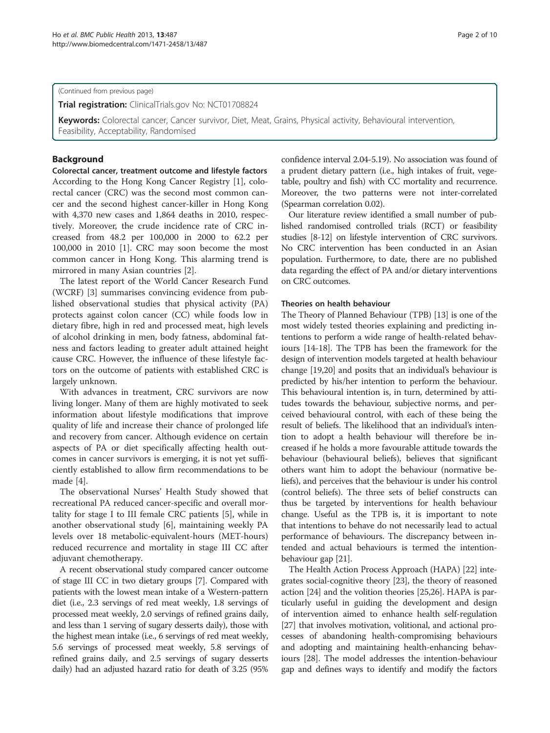(Continued from previous page)

**Trial registration:** ClinicalTrials.gov No: NCT01708824

**Keywords:** Colorectal cancer, Cancer survivor, Diet, Meat, Grains, Physical activity, Behavioural intervention, Feasibility, Acceptability, Randomised

## Background

### Colorectal cancer, treatment outcome and lifestyle factors

According to the Hong Kong Cancer Registry [1], colorectal cancer (CRC) was the second most common cancer and the second highest cancer-killer in Hong Kong with 4,370 new cases and 1,864 deaths in 2010, respectively. Moreover, the crude incidence rate of CRC increased from 48.2 per 100,000 in 2000 to 62.2 per 100,000 in 2010 [1]. CRC may soon become the most common cancer in Hong Kong. This alarming trend is mirrored in many Asian countries [2].

The latest report of the World Cancer Research Fund (WCRF) [3] summarises convincing evidence from published observational studies that physical activity (PA) protects against colon cancer (CC) while foods low in dietary fibre, high in red and processed meat, high levels of alcohol drinking in men, body fatness, abdominal fatness and factors leading to greater adult attained height cause CRC. However, the influence of these lifestyle factors on the outcome of patients with established CRC is largely unknown.

With advances in treatment, CRC survivors are now living longer. Many of them are highly motivated to seek information about lifestyle modifications that improve quality of life and increase their chance of prolonged life and recovery from cancer. Although evidence on certain aspects of PA or diet specifically affecting health outcomes in cancer survivors is emerging, it is not yet sufficiently established to allow firm recommendations to be made [4].

The observational Nurses' Health Study showed that recreational PA reduced cancer-specific and overall mortality for stage I to III female CRC patients [5], while in another observational study [6], maintaining weekly PA levels over 18 metabolic-equivalent-hours (MET-hours) reduced recurrence and mortality in stage III CC after adjuvant chemotherapy.

A recent observational study compared cancer outcome of stage III CC in two dietary groups [7]. Compared with patients with the lowest mean intake of a Western-pattern diet (i.e., 2.3 servings of red meat weekly, 1.8 servings of processed meat weekly, 2.0 servings of refined grains daily, and less than 1 serving of sugary desserts daily), those with the highest mean intake (i.e., 6 servings of red meat weekly, 5.6 servings of processed meat weekly, 5.8 servings of refined grains daily, and 2.5 servings of sugary desserts daily) had an adjusted hazard ratio for death of 3.25 (95% confidence interval 2.04-5.19). No association was found of a prudent dietary pattern (i.e., high intakes of fruit, vegetable, poultry and fish) with CC mortality and recurrence. Moreover, the two patterns were not inter-correlated (Spearman correlation 0.02).

Our literature review identified a small number of published randomised controlled trials (RCT) or feasibility studies [8-12] on lifestyle intervention of CRC survivors. No CRC intervention has been conducted in an Asian population. Furthermore, to date, there are no published data regarding the effect of PA and/or dietary interventions on CRC outcomes.

### Theories on health behaviour

The Theory of Planned Behaviour (TPB) [13] is one of the most widely tested theories explaining and predicting intentions to perform a wide range of health-related behaviours [14-18]. The TPB has been the framework for the design of intervention models targeted at health behaviour change [19,20] and posits that an individual's behaviour is predicted by his/her intention to perform the behaviour. This behavioural intention is, in turn, determined by attitudes towards the behaviour, subjective norms, and perceived behavioural control, with each of these being the result of beliefs. The likelihood that an individual's intention to adopt a health behaviour will therefore be increased if he holds a more favourable attitude towards the behaviour (behavioural beliefs), believes that significant others want him to adopt the behaviour (normative beliefs), and perceives that the behaviour is under his control (control beliefs). The three sets of belief constructs can thus be targeted by interventions for health behaviour change. Useful as the TPB is, it is important to note that intentions to behave do not necessarily lead to actual performance of behaviours. The discrepancy between intended and actual behaviours is termed the intention-behaviour gap [21].

The Health Action Process Approach (HAPA) [22] integrates social-cognitive theory [23], the theory of reasoned action [24] and the volition theories [25,26]. HAPA is particularly useful in guiding the development and design of intervention aimed to enhance health self-regulation [27] that involves motivation, volitional, and actional processes of abandoning health-compromising behaviours and adopting and maintaining health-enhancing behaviours [28]. The model addresses the intention-behaviour gap and defines ways to identify and modify the factors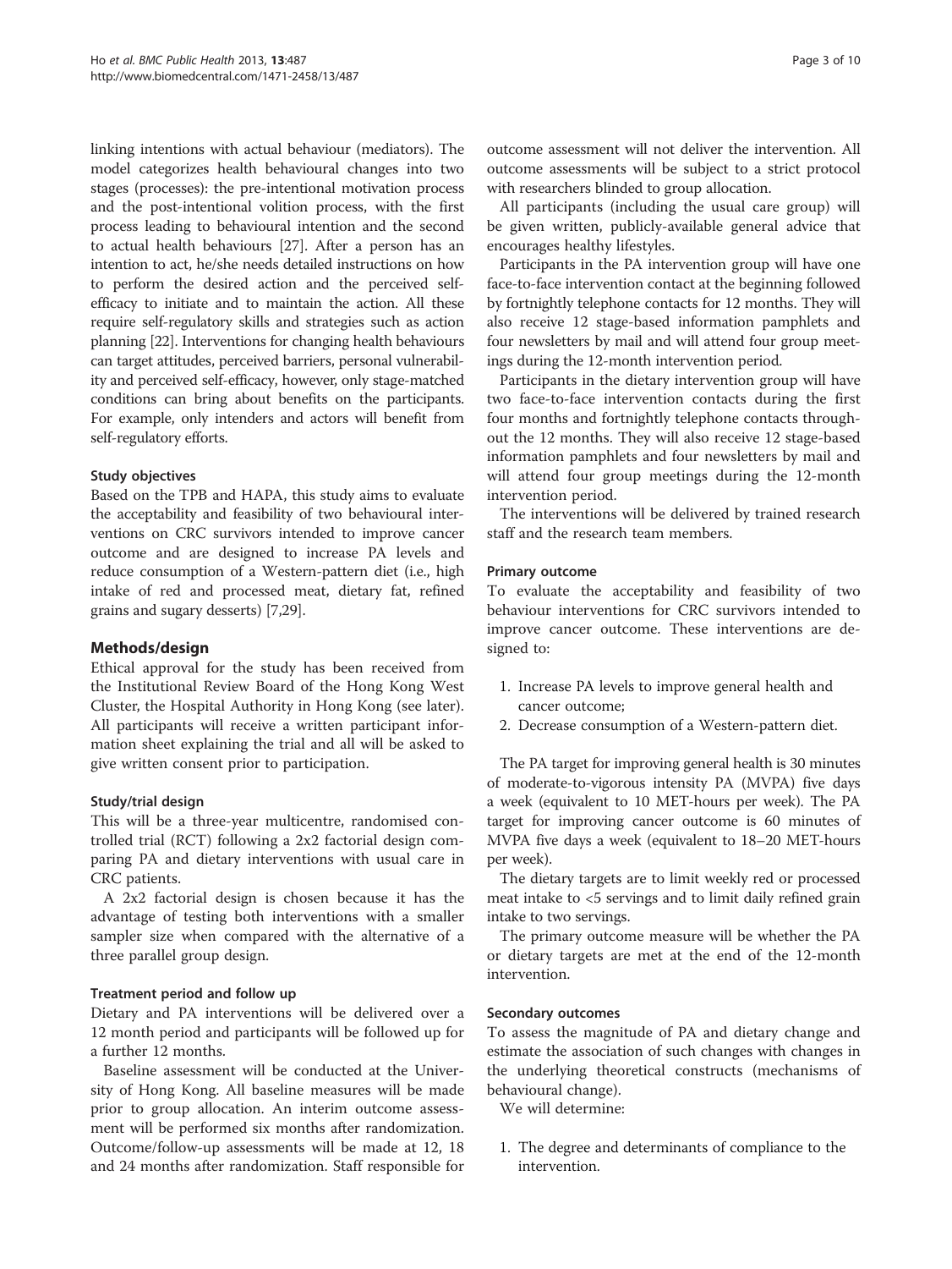linking intentions with actual behaviour (mediators). The model categorizes health behavioural changes into two stages (processes): the pre-intentional motivation process and the post-intentional volition process, with the first process leading to behavioural intention and the second to actual health behaviours [27]. After a person has an intention to act, he/she needs detailed instructions on how to perform the desired action and the perceived self-efficacy to initiate and to maintain the action. All these require self-regulatory skills and strategies such as action planning [22]. Interventions for changing health behaviours can target attitudes, perceived barriers, personal vulnerability and perceived self-efficacy, however, only stage-matched conditions can bring about benefits on the participants. For example, only intenders and actors will benefit from self-regulatory efforts.

### Study objectives

Based on the TPB and HAPA, this study aims to evaluate the acceptability and feasibility of two behavioural interventions on CRC survivors intended to improve cancer outcome and are designed to increase PA levels and reduce consumption of a Western-pattern diet (i.e., high intake of red and processed meat, dietary fat, refined grains and sugary desserts) [7,29].

## Methods/design

Ethical approval for the study has been received from the Institutional Review Board of the Hong Kong West Cluster, the Hospital Authority in Hong Kong (see later). All participants will receive a written participant information sheet explaining the trial and all will be asked to give written consent prior to participation.

### Study/trial design

This will be a three-year multicentre, randomised controlled trial (RCT) following a 2x2 factorial design comparing PA and dietary interventions with usual care in CRC patients.

A 2x2 factorial design is chosen because it has the advantage of testing both interventions with a smaller sampler size when compared with the alternative of a three parallel group design.

### Treatment period and follow up

Dietary and PA interventions will be delivered over a 12 month period and participants will be followed up for a further 12 months.

Baseline assessment will be conducted at the University of Hong Kong. All baseline measures will be made prior to group allocation. An interim outcome assessment will be performed six months after randomization. Outcome/follow-up assessments will be made at 12, 18 and 24 months after randomization. Staff responsible for outcome assessment will not deliver the intervention. All outcome assessments will be subject to a strict protocol with researchers blinded to group allocation.

All participants (including the usual care group) will be given written, publicly-available general advice that encourages healthy lifestyles.

Participants in the PA intervention group will have one face-to-face intervention contact at the beginning followed by fortnightly telephone contacts for 12 months. They will also receive 12 stage-based information pamphlets and four newsletters by mail and will attend four group meetings during the 12-month intervention period.

Participants in the dietary intervention group will have two face-to-face intervention contacts during the first four months and fortnightly telephone contacts throughout the 12 months. They will also receive 12 stage-based information pamphlets and four newsletters by mail and will attend four group meetings during the 12-month intervention period.

The interventions will be delivered by trained research staff and the research team members.

### Primary outcome

To evaluate the acceptability and feasibility of two behaviour interventions for CRC survivors intended to improve cancer outcome. These interventions are designed to:

1. Increase PA levels to improve general health and cancer outcome;
2. Decrease consumption of a Western-pattern diet.

The PA target for improving general health is 30 minutes of moderate-to-vigorous intensity PA (MVPA) five days a week (equivalent to 10 MET-hours per week). The PA target for improving cancer outcome is 60 minutes of MVPA five days a week (equivalent to 18–20 MET-hours per week).

The dietary targets are to limit weekly red or processed meat intake to <5 servings and to limit daily refined grain intake to two servings.

The primary outcome measure will be whether the PA or dietary targets are met at the end of the 12-month intervention.

### Secondary outcomes

To assess the magnitude of PA and dietary change and estimate the association of such changes with changes in the underlying theoretical constructs (mechanisms of behavioural change).

We will determine:

1. The degree and determinants of compliance to the intervention.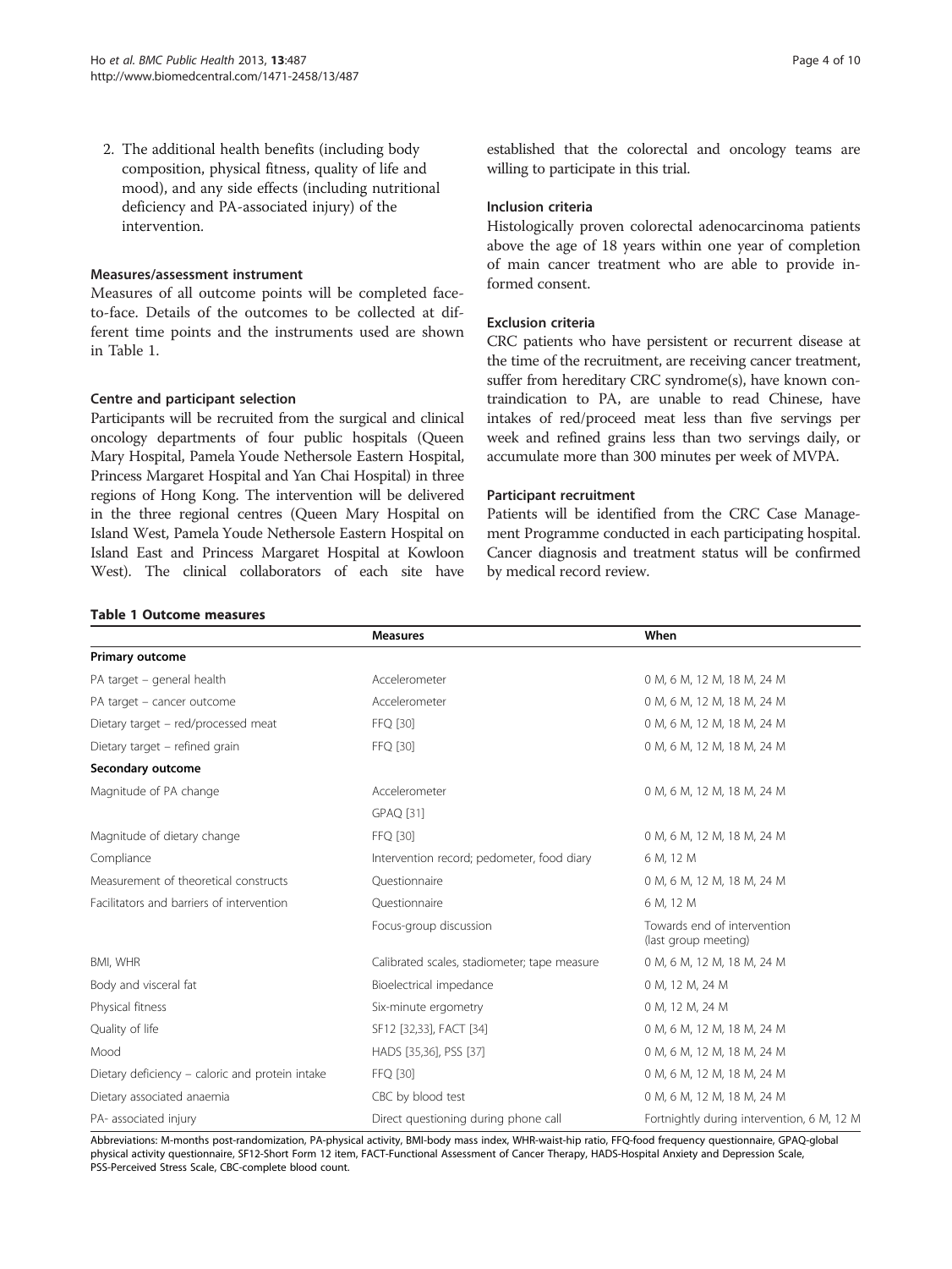2. The additional health benefits (including body composition, physical fitness, quality of life and mood), and any side effects (including nutritional deficiency and PA-associated injury) of the intervention.

### Measures/assessment instrument

Measures of all outcome points will be completed face-to-face. Details of the outcomes to be collected at different time points and the instruments used are shown in Table 1.

### Centre and participant selection

Participants will be recruited from the surgical and clinical oncology departments of four public hospitals (Queen Mary Hospital, Pamela Youde Nethersole Eastern Hospital, Princess Margaret Hospital and Yan Chai Hospital) in three regions of Hong Kong. The intervention will be delivered in the three regional centres (Queen Mary Hospital on Island West, Pamela Youde Nethersole Eastern Hospital on Island East and Princess Margaret Hospital at Kowloon West). The clinical collaborators of each site have established that the colorectal and oncology teams are willing to participate in this trial.

### Inclusion criteria

Histologically proven colorectal adenocarcinoma patients above the age of 18 years within one year of completion of main cancer treatment who are able to provide informed consent.

### Exclusion criteria

CRC patients who have persistent or recurrent disease at the time of the recruitment, are receiving cancer treatment, suffer from hereditary CRC syndrome(s), have known contraindication to PA, are unable to read Chinese, have intakes of red/proceed meat less than five servings per week and refined grains less than two servings daily, or accumulate more than 300 minutes per week of MVPA.

### Participant recruitment

Patients will be identified from the CRC Case Management Programme conducted in each participating hospital. Cancer diagnosis and treatment status will be confirmed by medical record review.

**Table 1 Outcome measures**

| | Measures | When |
|---|---|---|
| **Primary outcome** | | |
| PA target – general health | Accelerometer | 0 M, 6 M, 12 M, 18 M, 24 M |
| PA target – cancer outcome | Accelerometer | 0 M, 6 M, 12 M, 18 M, 24 M |
| Dietary target – red/processed meat | FFQ [30] | 0 M, 6 M, 12 M, 18 M, 24 M |
| Dietary target – refined grain | FFQ [30] | 0 M, 6 M, 12 M, 18 M, 24 M |
| **Secondary outcome** | | |
| Magnitude of PA change | Accelerometer | 0 M, 6 M, 12 M, 18 M, 24 M |
| | GPAQ [31] | |
| Magnitude of dietary change | FFQ [30] | 0 M, 6 M, 12 M, 18 M, 24 M |
| Compliance | Intervention record; pedometer, food diary | 6 M, 12 M |
| Measurement of theoretical constructs | Questionnaire | 0 M, 6 M, 12 M, 18 M, 24 M |
| Facilitators and barriers of intervention | Questionnaire | 6 M, 12 M |
| | Focus-group discussion | Towards end of intervention (last group meeting) |
| BMI, WHR | Calibrated scales, stadiometer; tape measure | 0 M, 6 M, 12 M, 18 M, 24 M |
| Body and visceral fat | Bioelectrical impedance | 0 M, 12 M, 24 M |
| Physical fitness | Six-minute ergometry | 0 M, 12 M, 24 M |
| Quality of life | SF12 [32,33], FACT [34] | 0 M, 6 M, 12 M, 18 M, 24 M |
| Mood | HADS [35,36], PSS [37] | 0 M, 6 M, 12 M, 18 M, 24 M |
| Dietary deficiency – caloric and protein intake | FFQ [30] | 0 M, 6 M, 12 M, 18 M, 24 M |
| Dietary associated anaemia | CBC by blood test | 0 M, 6 M, 12 M, 18 M, 24 M |
| PA- associated injury | Direct questioning during phone call | Fortnightly during intervention, 6 M, 12 M |

Abbreviations: M-months post-randomization, PA-physical activity, BMI-body mass index, WHR-waist-hip ratio, FFQ-food frequency questionnaire, GPAQ-global physical activity questionnaire, SF12-Short Form 12 item, FACT-Functional Assessment of Cancer Therapy, HADS-Hospital Anxiety and Depression Scale, PSS-Perceived Stress Scale, CBC-complete blood count.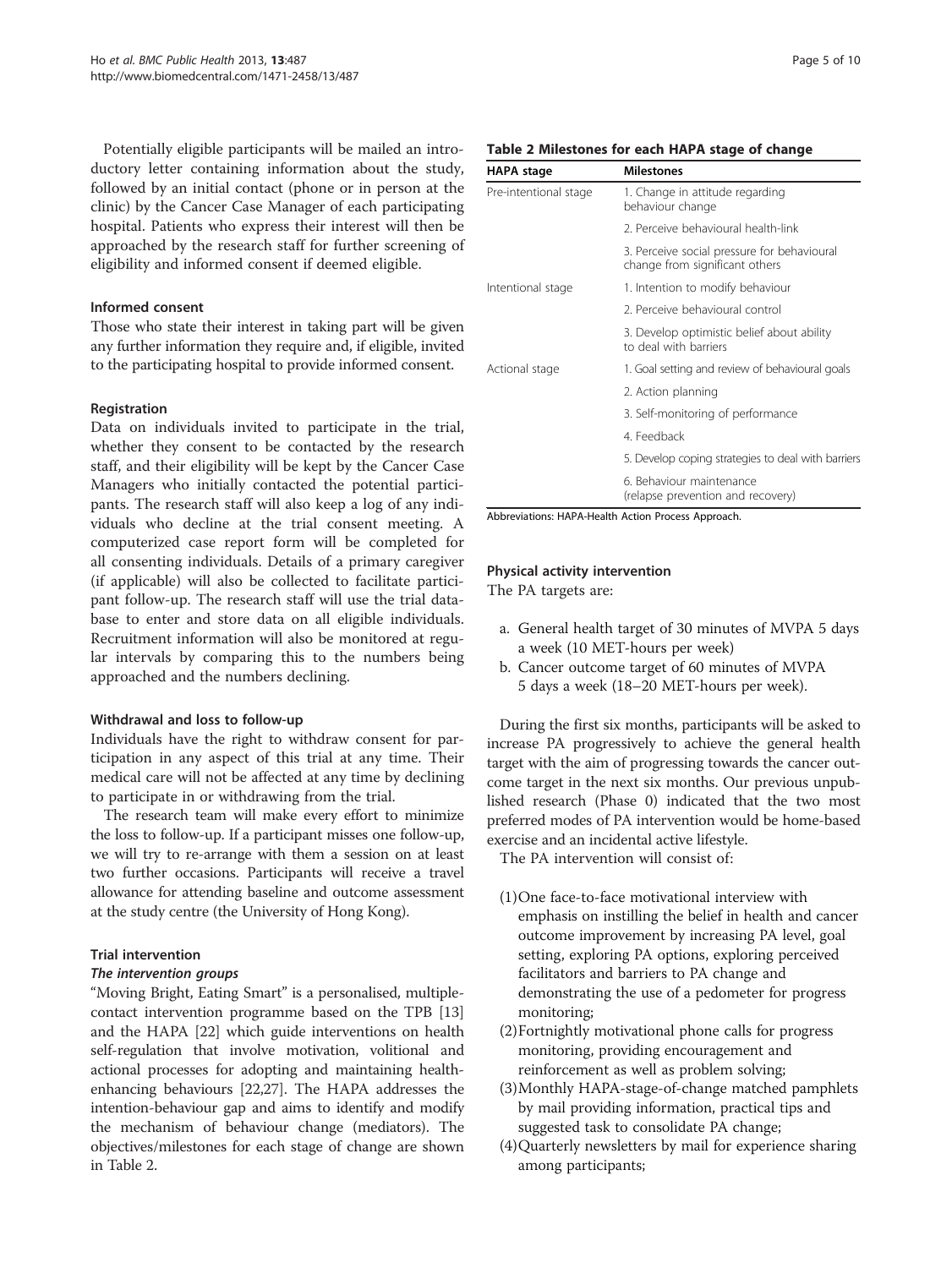Potentially eligible participants will be mailed an introductory letter containing information about the study, followed by an initial contact (phone or in person at the clinic) by the Cancer Case Manager of each participating hospital. Patients who express their interest will then be approached by the research staff for further screening of eligibility and informed consent if deemed eligible.

#### Informed consent

Those who state their interest in taking part will be given any further information they require and, if eligible, invited to the participating hospital to provide informed consent.

#### Registration

Data on individuals invited to participate in the trial, whether they consent to be contacted by the research staff, and their eligibility will be kept by the Cancer Case Managers who initially contacted the potential participants. The research staff will also keep a log of any individuals who decline at the trial consent meeting. A computerized case report form will be completed for all consenting individuals. Details of a primary caregiver (if applicable) will also be collected to facilitate participant follow-up. The research staff will use the trial database to enter and store data on all eligible individuals. Recruitment information will also be monitored at regular intervals by comparing this to the numbers being approached and the numbers declining.

#### Withdrawal and loss to follow-up

Individuals have the right to withdraw consent for participation in any aspect of this trial at any time. Their medical care will not be affected at any time by declining to participate in or withdrawing from the trial.

The research team will make every effort to minimize the loss to follow-up. If a participant misses one follow-up, we will try to re-arrange with them a session on at least two further occasions. Participants will receive a travel allowance for attending baseline and outcome assessment at the study centre (the University of Hong Kong).

#### Trial intervention

##### *The intervention groups*

"Moving Bright, Eating Smart" is a personalised, multiple-contact intervention programme based on the TPB [13] and the HAPA [22] which guide interventions on health self-regulation that involve motivation, volitional and actional processes for adopting and maintaining health-enhancing behaviours [22,27]. The HAPA addresses the intention-behaviour gap and aims to identify and modify the mechanism of behaviour change (mediators). The objectives/milestones for each stage of change are shown in Table 2.

**Table 2 Milestones for each HAPA stage of change**

| HAPA stage | Milestones |
|---|---|
| Pre-intentional stage | 1. Change in attitude regarding behaviour change |
| | 2. Perceive behavioural health-link |
| | 3. Perceive social pressure for behavioural change from significant others |
| Intentional stage | 1. Intention to modify behaviour |
| | 2. Perceive behavioural control |
| | 3. Develop optimistic belief about ability to deal with barriers |
| Actional stage | 1. Goal setting and review of behavioural goals |
| | 2. Action planning |
| | 3. Self-monitoring of performance |
| | 4. Feedback |
| | 5. Develop coping strategies to deal with barriers |
| | 6. Behaviour maintenance (relapse prevention and recovery) |

Abbreviations: HAPA-Health Action Process Approach.

#### Physical activity intervention

The PA targets are:

a. General health target of 30 minutes of MVPA 5 days a week (10 MET-hours per week)
b. Cancer outcome target of 60 minutes of MVPA 5 days a week (18–20 MET-hours per week).

During the first six months, participants will be asked to increase PA progressively to achieve the general health target with the aim of progressing towards the cancer outcome target in the next six months. Our previous unpublished research (Phase 0) indicated that the two most preferred modes of PA intervention would be home-based exercise and an incidental active lifestyle.

The PA intervention will consist of:

(1) One face-to-face motivational interview with emphasis on instilling the belief in health and cancer outcome improvement by increasing PA level, goal setting, exploring PA options, exploring perceived facilitators and barriers to PA change and demonstrating the use of a pedometer for progress monitoring;
(2) Fortnightly motivational phone calls for progress monitoring, providing encouragement and reinforcement as well as problem solving;
(3) Monthly HAPA-stage-of-change matched pamphlets by mail providing information, practical tips and suggested task to consolidate PA change;
(4) Quarterly newsletters by mail for experience sharing among participants;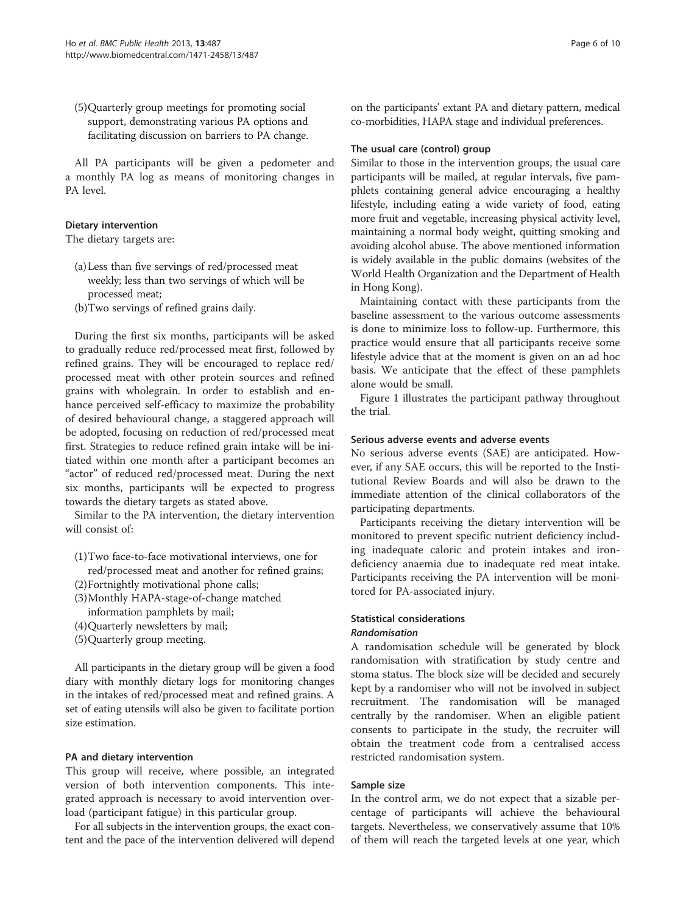(5) Quarterly group meetings for promoting social support, demonstrating various PA options and facilitating discussion on barriers to PA change.

All PA participants will be given a pedometer and a monthly PA log as means of monitoring changes in PA level.

#### Dietary intervention

The dietary targets are:

(a) Less than five servings of red/processed meat weekly; less than two servings of which will be processed meat;
(b) Two servings of refined grains daily.

During the first six months, participants will be asked to gradually reduce red/processed meat first, followed by refined grains. They will be encouraged to replace red/processed meat with other protein sources and refined grains with wholegrain. In order to establish and enhance perceived self-efficacy to maximize the probability of desired behavioural change, a staggered approach will be adopted, focusing on reduction of red/processed meat first. Strategies to reduce refined grain intake will be initiated within one month after a participant becomes an "actor" of reduced red/processed meat. During the next six months, participants will be expected to progress towards the dietary targets as stated above.

Similar to the PA intervention, the dietary intervention will consist of:

(1) Two face-to-face motivational interviews, one for red/processed meat and another for refined grains;
(2) Fortnightly motivational phone calls;
(3) Monthly HAPA-stage-of-change matched information pamphlets by mail;
(4) Quarterly newsletters by mail;
(5) Quarterly group meeting.

All participants in the dietary group will be given a food diary with monthly dietary logs for monitoring changes in the intakes of red/processed meat and refined grains. A set of eating utensils will also be given to facilitate portion size estimation.

#### PA and dietary intervention

This group will receive, where possible, an integrated version of both intervention components. This integrated approach is necessary to avoid intervention overload (participant fatigue) in this particular group.

For all subjects in the intervention groups, the exact content and the pace of the intervention delivered will depend on the participants' extant PA and dietary pattern, medical co-morbidities, HAPA stage and individual preferences.

#### The usual care (control) group

Similar to those in the intervention groups, the usual care participants will be mailed, at regular intervals, five pamphlets containing general advice encouraging a healthy lifestyle, including eating a wide variety of food, eating more fruit and vegetable, increasing physical activity level, maintaining a normal body weight, quitting smoking and avoiding alcohol abuse. The above mentioned information is widely available in the public domains (websites of the World Health Organization and the Department of Health in Hong Kong).

Maintaining contact with these participants from the baseline assessment to the various outcome assessments is done to minimize loss to follow-up. Furthermore, this practice would ensure that all participants receive some lifestyle advice that at the moment is given on an ad hoc basis. We anticipate that the effect of these pamphlets alone would be small.

Figure 1 illustrates the participant pathway throughout the trial.

#### Serious adverse events and adverse events

No serious adverse events (SAE) are anticipated. However, if any SAE occurs, this will be reported to the Institutional Review Boards and will also be drawn to the immediate attention of the clinical collaborators of the participating departments.

Participants receiving the dietary intervention will be monitored to prevent specific nutrient deficiency including inadequate caloric and protein intakes and iron-deficiency anaemia due to inadequate red meat intake. Participants receiving the PA intervention will be monitored for PA-associated injury.

### Statistical considerations

#### *Randomisation*

A randomisation schedule will be generated by block randomisation with stratification by study centre and stoma status. The block size will be decided and securely kept by a randomiser who will not be involved in subject recruitment. The randomisation will be managed centrally by the randomiser. When an eligible patient consents to participate in the study, the recruiter will obtain the treatment code from a centralised access restricted randomisation system.

#### Sample size

In the control arm, we do not expect that a sizable percentage of participants will achieve the behavioural targets. Nevertheless, we conservatively assume that 10% of them will reach the targeted levels at one year, which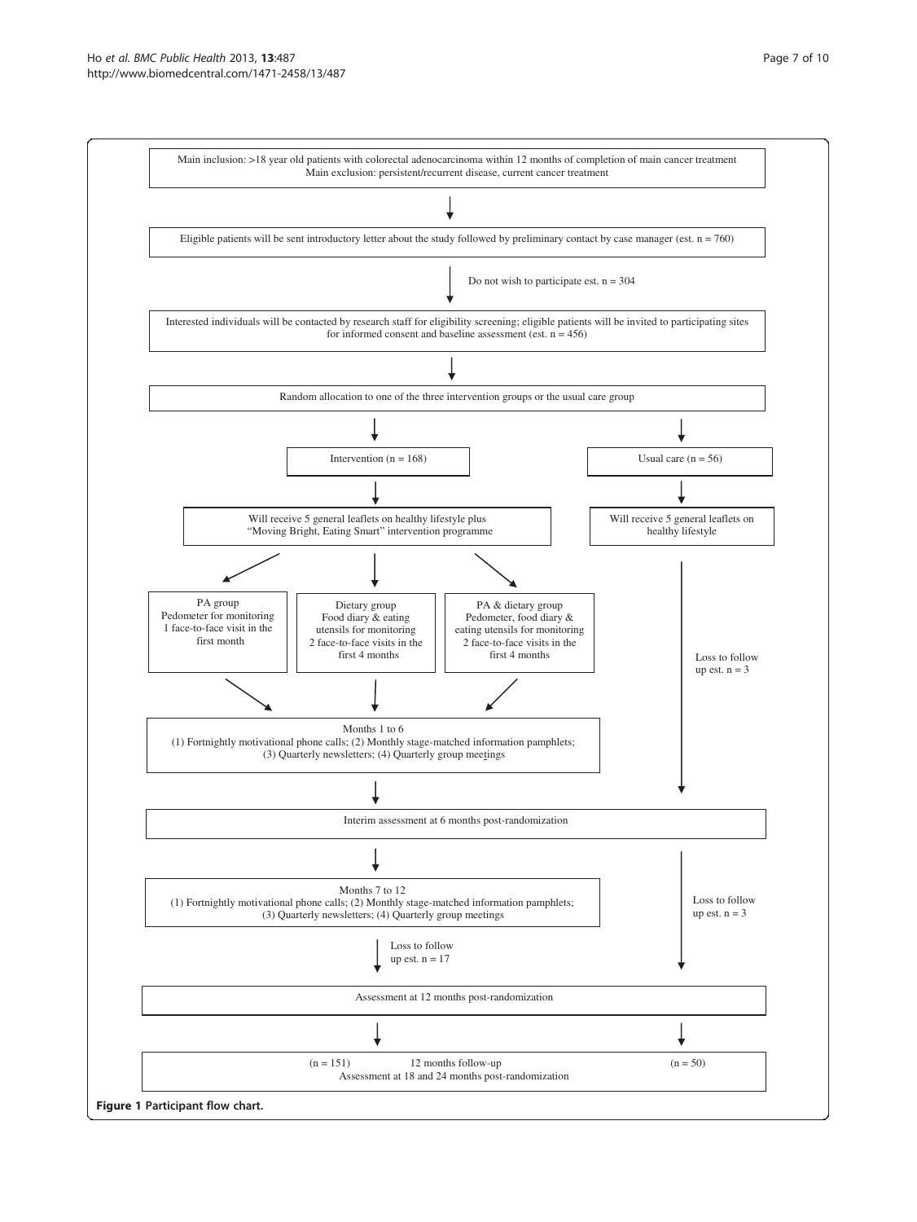Main inclusion: >18 year old patients with colorectal adenocarcinoma within 12 months of completion of main cancer treatment
Main exclusion: persistent/recurrent disease, current cancer treatment

↓

Eligible patients will be sent introductory letter about the study followed by preliminary contact by case manager (est. n = 760)

↓ Do not wish to participate est. n = 304

Interested individuals will be contacted by research staff for eligibility screening; eligible patients will be invited to participating sites for informed consent and baseline assessment (est. n = 456)

↓

Random allocation to one of the three intervention groups or the usual care group

↓

**Intervention (n = 168)**

↓

Will receive 5 general leaflets on healthy lifestyle plus "Moving Bright, Eating Smart" intervention programme

↓

- PA group: Pedometer for monitoring; 1 face-to-face visit in the first month
- Dietary group: Food diary & eating utensils for monitoring; 2 face-to-face visits in the first 4 months
- PA & dietary group: Pedometer, food diary & eating utensils for monitoring; 2 face-to-face visits in the first 4 months

↓

Months 1 to 6
(1) Fortnightly motivational phone calls; (2) Monthly stage-matched information pamphlets; (3) Quarterly newsletters; (4) Quarterly group meetings

↓

Interim assessment at 6 months post-randomization

↓

Months 7 to 12
(1) Fortnightly motivational phone calls; (2) Monthly stage-matched information pamphlets; (3) Quarterly newsletters; (4) Quarterly group meetings

↓ Loss to follow up est. n = 17

Assessment at 12 months post-randomization

↓

(n = 151) 12 months follow-up

**Usual care (n = 56)**

↓

Will receive 5 general leaflets on healthy lifestyle

↓ Loss to follow up est. n = 3

Interim assessment at 6 months post-randomization

↓ Loss to follow up est. n = 3

Assessment at 12 months post-randomization

↓

(n = 50) 12 months follow-up

Assessment at 18 and 24 months post-randomization

**Figure 1 Participant flow chart.**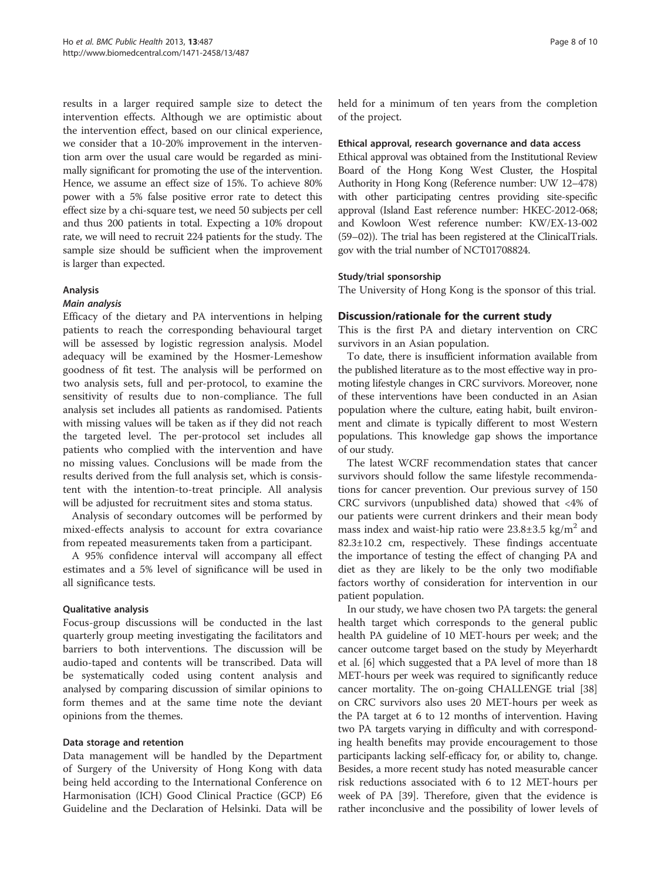results in a larger required sample size to detect the intervention effects. Although we are optimistic about the intervention effect, based on our clinical experience, we consider that a 10-20% improvement in the intervention arm over the usual care would be regarded as minimally significant for promoting the use of the intervention. Hence, we assume an effect size of 15%. To achieve 80% power with a 5% false positive error rate to detect this effect size by a chi-square test, we need 50 subjects per cell and thus 200 patients in total. Expecting a 10% dropout rate, we will need to recruit 224 patients for the study. The sample size should be sufficient when the improvement is larger than expected.

### Analysis

#### *Main analysis*

Efficacy of the dietary and PA interventions in helping patients to reach the corresponding behavioural target will be assessed by logistic regression analysis. Model adequacy will be examined by the Hosmer-Lemeshow goodness of fit test. The analysis will be performed on two analysis sets, full and per-protocol, to examine the sensitivity of results due to non-compliance. The full analysis set includes all patients as randomised. Patients with missing values will be taken as if they did not reach the targeted level. The per-protocol set includes all patients who complied with the intervention and have no missing values. Conclusions will be made from the results derived from the full analysis set, which is consistent with the intention-to-treat principle. All analysis will be adjusted for recruitment sites and stoma status.

Analysis of secondary outcomes will be performed by mixed-effects analysis to account for extra covariance from repeated measurements taken from a participant.

A 95% confidence interval will accompany all effect estimates and a 5% level of significance will be used in all significance tests.

#### Qualitative analysis

Focus-group discussions will be conducted in the last quarterly group meeting investigating the facilitators and barriers to both interventions. The discussion will be audio-taped and contents will be transcribed. Data will be systematically coded using content analysis and analysed by comparing discussion of similar opinions to form themes and at the same time note the deviant opinions from the themes.

#### Data storage and retention

Data management will be handled by the Department of Surgery of the University of Hong Kong with data being held according to the International Conference on Harmonisation (ICH) Good Clinical Practice (GCP) E6 Guideline and the Declaration of Helsinki. Data will be held for a minimum of ten years from the completion of the project.

#### Ethical approval, research governance and data access

Ethical approval was obtained from the Institutional Review Board of the Hong Kong West Cluster, the Hospital Authority in Hong Kong (Reference number: UW 12–478) with other participating centres providing site-specific approval (Island East reference number: HKEC-2012-068; and Kowloon West reference number: KW/EX-13-002 (59–02)). The trial has been registered at the ClinicalTrials.gov with the trial number of NCT01708824.

#### Study/trial sponsorship

The University of Hong Kong is the sponsor of this trial.

## Discussion/rationale for the current study

This is the first PA and dietary intervention on CRC survivors in an Asian population.

To date, there is insufficient information available from the published literature as to the most effective way in promoting lifestyle changes in CRC survivors. Moreover, none of these interventions have been conducted in an Asian population where the culture, eating habit, built environment and climate is typically different to most Western populations. This knowledge gap shows the importance of our study.

The latest WCRF recommendation states that cancer survivors should follow the same lifestyle recommendations for cancer prevention. Our previous survey of 150 CRC survivors (unpublished data) showed that <4% of our patients were current drinkers and their mean body mass index and waist-hip ratio were 23.8±3.5 kg/m$^2$ and 82.3±10.2 cm, respectively. These findings accentuate the importance of testing the effect of changing PA and diet as they are likely to be the only two modifiable factors worthy of consideration for intervention in our patient population.

In our study, we have chosen two PA targets: the general health target which corresponds to the general public health PA guideline of 10 MET-hours per week; and the cancer outcome target based on the study by Meyerhardt et al. [6] which suggested that a PA level of more than 18 MET-hours per week was required to significantly reduce cancer mortality. The on-going CHALLENGE trial [38] on CRC survivors also uses 20 MET-hours per week as the PA target at 6 to 12 months of intervention. Having two PA targets varying in difficulty and with corresponding health benefits may provide encouragement to those participants lacking self-efficacy for, or ability to, change. Besides, a more recent study has noted measurable cancer risk reductions associated with 6 to 12 MET-hours per week of PA [39]. Therefore, given that the evidence is rather inconclusive and the possibility of lower levels of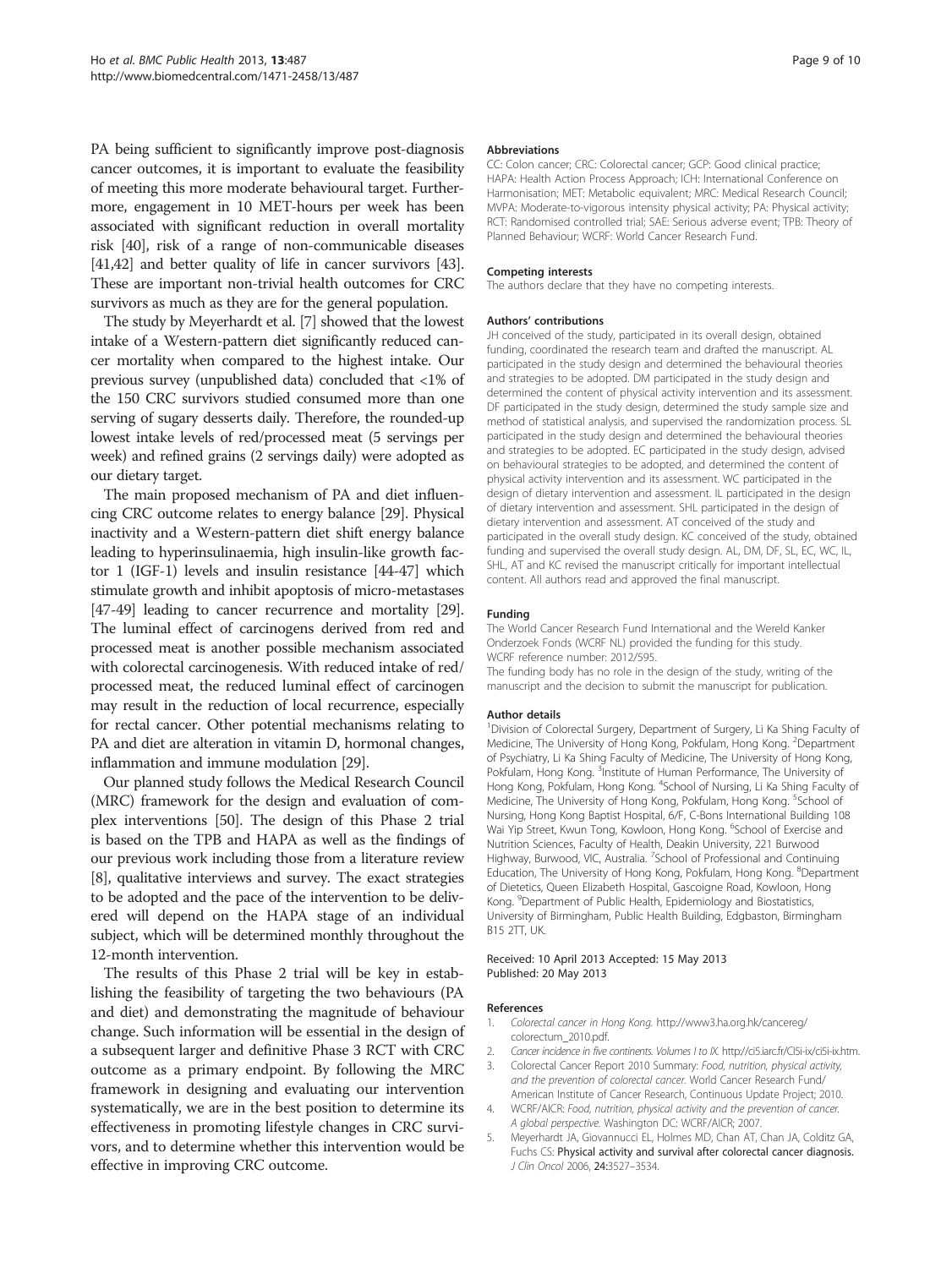PA being sufficient to significantly improve post-diagnosis cancer outcomes, it is important to evaluate the feasibility of meeting this more moderate behavioural target. Furthermore, engagement in 10 MET-hours per week has been associated with significant reduction in overall mortality risk [40], risk of a range of non-communicable diseases [41,42] and better quality of life in cancer survivors [43]. These are important non-trivial health outcomes for CRC survivors as much as they are for the general population.

The study by Meyerhardt et al. [7] showed that the lowest intake of a Western-pattern diet significantly reduced cancer mortality when compared to the highest intake. Our previous survey (unpublished data) concluded that <1% of the 150 CRC survivors studied consumed more than one serving of sugary desserts daily. Therefore, the rounded-up lowest intake levels of red/processed meat (5 servings per week) and refined grains (2 servings daily) were adopted as our dietary target.

The main proposed mechanism of PA and diet influencing CRC outcome relates to energy balance [29]. Physical inactivity and a Western-pattern diet shift energy balance leading to hyperinsulinaemia, high insulin-like growth factor 1 (IGF-1) levels and insulin resistance [44-47] which stimulate growth and inhibit apoptosis of micro-metastases [47-49] leading to cancer recurrence and mortality [29]. The luminal effect of carcinogens derived from red and processed meat is another possible mechanism associated with colorectal carcinogenesis. With reduced intake of red/processed meat, the reduced luminal effect of carcinogen may result in the reduction of local recurrence, especially for rectal cancer. Other potential mechanisms relating to PA and diet are alteration in vitamin D, hormonal changes, inflammation and immune modulation [29].

Our planned study follows the Medical Research Council (MRC) framework for the design and evaluation of complex interventions [50]. The design of this Phase 2 trial is based on the TPB and HAPA as well as the findings of our previous work including those from a literature review [8], qualitative interviews and survey. The exact strategies to be adopted and the pace of the intervention to be delivered will depend on the HAPA stage of an individual subject, which will be determined monthly throughout the 12-month intervention.

The results of this Phase 2 trial will be key in establishing the feasibility of targeting the two behaviours (PA and diet) and demonstrating the magnitude of behaviour change. Such information will be essential in the design of a subsequent larger and definitive Phase 3 RCT with CRC outcome as a primary endpoint. By following the MRC framework in designing and evaluating our intervention systematically, we are in the best position to determine its effectiveness in promoting lifestyle changes in CRC survivors, and to determine whether this intervention would be effective in improving CRC outcome.

#### Abbreviations

CC: Colon cancer; CRC: Colorectal cancer; GCP: Good clinical practice; HAPA: Health Action Process Approach; ICH: International Conference on Harmonisation; MET: Metabolic equivalent; MRC: Medical Research Council; MVPA: Moderate-to-vigorous intensity physical activity; PA: Physical activity; RCT: Randomised controlled trial; SAE: Serious adverse event; TPB: Theory of Planned Behaviour; WCRF: World Cancer Research Fund.

#### Competing interests

The authors declare that they have no competing interests.

#### Authors' contributions

JH conceived of the study, participated in its overall design, obtained funding, coordinated the research team and drafted the manuscript. AL participated in the study design and determined the behavioural theories and strategies to be adopted. DM participated in the study design and determined the content of physical activity intervention and its assessment. DF participated in the study design, determined the study sample size and method of statistical analysis, and supervised the randomization process. SL participated in the study design and determined the behavioural theories and strategies to be adopted. EC participated in the study design, advised on behavioural strategies to be adopted, and determined the content of physical activity intervention and its assessment. WC participated in the design of dietary intervention and assessment. IL participated in the design of dietary intervention and assessment. SHL participated in the design of dietary intervention and assessment. AT conceived of the study and participated in the overall study design. KC conceived of the study, obtained funding and supervised the overall study design. AL, DM, DF, SL, EC, WC, IL, SHL, AT and KC revised the manuscript critically for important intellectual content. All authors read and approved the final manuscript.

#### Funding

The World Cancer Research Fund International and the Wereld Kanker Onderzoek Fonds (WCRF NL) provided the funding for this study. WCRF reference number: 2012/595.
The funding body has no role in the design of the study, writing of the manuscript and the decision to submit the manuscript for publication.

#### Author details

[1]Division of Colorectal Surgery, Department of Surgery, Li Ka Shing Faculty of Medicine, The University of Hong Kong, Pokfulam, Hong Kong. [2]Department of Psychiatry, Li Ka Shing Faculty of Medicine, The University of Hong Kong, Pokfulam, Hong Kong. [3]Institute of Human Performance, The University of Hong Kong, Pokfulam, Hong Kong. [4]School of Nursing, Li Ka Shing Faculty of Medicine, The University of Hong Kong, Pokfulam, Hong Kong. [5]School of Nursing, Hong Kong Baptist Hospital, 6/F, C-Bons International Building 108 Wai Yip Street, Kwun Tong, Kowloon, Hong Kong. [6]School of Exercise and Nutrition Sciences, Faculty of Health, Deakin University, 221 Burwood Highway, Burwood, VIC, Australia. [7]School of Professional and Continuing Education, The University of Hong Kong, Pokfulam, Hong Kong. [8]Department of Dietetics, Queen Elizabeth Hospital, Gascoigne Road, Kowloon, Hong Kong. [9]Department of Public Health, Epidemiology and Biostatistics, University of Birmingham, Public Health Building, Edgbaston, Birmingham B15 2TT, UK.

Received: 10 April 2013 Accepted: 15 May 2013
Published: 20 May 2013

#### References

1. *Colorectal cancer in Hong Kong.* http://www3.ha.org.hk/cancereg/colorectum_2010.pdf.
2. *Cancer incidence in five continents. Volumes I to IX.* http://ci5.iarc.fr/CI5i-ix/ci5i-ix.htm.
3. Colorectal Cancer Report 2010 Summary: *Food, nutrition, physical activity, and the prevention of colorectal cancer.* World Cancer Research Fund/American Institute of Cancer Research, Continuous Update Project; 2010.
4. WCRF/AICR: *Food, nutrition, physical activity and the prevention of cancer. A global perspective.* Washington DC: WCRF/AICR; 2007.
5. Meyerhardt JA, Giovannucci EL, Holmes MD, Chan AT, Chan JA, Colditz GA, Fuchs CS: **Physical activity and survival after colorectal cancer diagnosis.** *J Clin Oncol* 2006, **24:**3527–3534.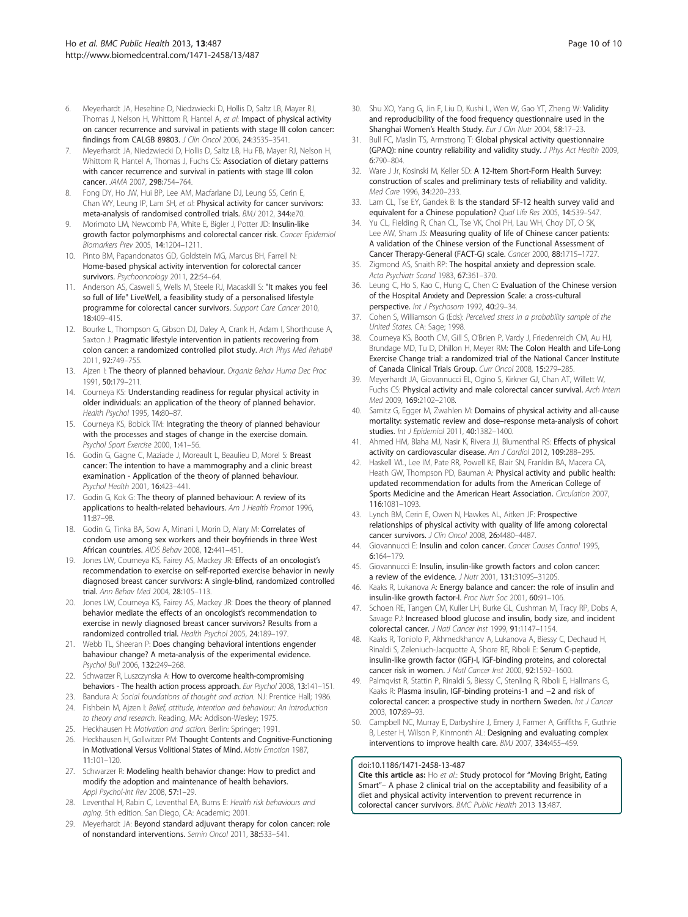6. Meyerhardt JA, Heseltine D, Niedzwiecki D, Hollis D, Saltz LB, Mayer RJ, Thomas J, Nelson H, Whittom R, Hantel A, *et al*: **Impact of physical activity on cancer recurrence and survival in patients with stage III colon cancer: findings from CALGB 89803.** *J Clin Oncol* 2006, **24:**3535–3541.
7. Meyerhardt JA, Niedzwiecki D, Hollis D, Saltz LB, Hu FB, Mayer RJ, Nelson H, Whittom R, Hantel A, Thomas J, Fuchs CS: **Association of dietary patterns with cancer recurrence and survival in patients with stage III colon cancer.** *JAMA* 2007, **298:**754–764.
8. Fong DY, Ho JW, Hui BP, Lee AM, Macfarlane DJ, Leung SS, Cerin E, Chan WY, Leung IP, Lam SH, *et al*: **Physical activity for cancer survivors: meta-analysis of randomised controlled trials.** *BMJ* 2012, **344:**e70.
9. Morimoto LM, Newcomb PA, White E, Bigler J, Potter JD: **Insulin-like growth factor polymorphisms and colorectal cancer risk.** *Cancer Epidemiol Biomarkers Prev* 2005, **14:**1204–1211.
10. Pinto BM, Papandonatos GD, Goldstein MG, Marcus BH, Farrell N: **Home-based physical activity intervention for colorectal cancer survivors.** *Psychooncology* 2011, **22:**54–64.
11. Anderson AS, Caswell S, Wells M, Steele RJ, Macaskill S: **"It makes you feel so full of life" LiveWell, a feasibility study of a personalised lifestyle programme for colorectal cancer survivors.** *Support Care Cancer* 2010, **18:**409–415.
12. Bourke L, Thompson G, Gibson DJ, Daley A, Crank H, Adam I, Shorthouse A, Saxton J: **Pragmatic lifestyle intervention in patients recovering from colon cancer: a randomized controlled pilot study.** *Arch Phys Med Rehabil* 2011, **92:**749–755.
13. Ajzen I: **The theory of planned behaviour.** *Organiz Behav Huma Dec Proc* 1991, **50:**179–211.
14. Courneya KS: **Understanding readiness for regular physical activity in older individuals: an application of the theory of planned behavior.** *Health Psychol* 1995, **14:**80–87.
15. Courneya KS, Bobick TM: **Integrating the theory of planned behaviour with the processes and stages of change in the exercise domain.** *Psychol Sport Exercise* 2000, **1:**41–56.
16. Godin G, Gagne C, Maziade J, Moreault L, Beaulieu D, Morel S: **Breast cancer: The intention to have a mammography and a clinic breast examination - Application of the theory of planned behaviour.** *Psychol Health* 2001, **16:**423–441.
17. Godin G, Kok G: **The theory of planned behaviour: A review of its applications to health-related behaviours.** *Am J Health Promot* 1996, **11:**87–98.
18. Godin G, Tinka BA, Sow A, Minani I, Morin D, Alary M: **Correlates of condom use among sex workers and their boyfriends in three West African countries.** *AIDS Behav* 2008, **12:**441–451.
19. Jones LW, Courneya KS, Fairey AS, Mackey JR: **Effects of an oncologist's recommendation to exercise on self-reported exercise behavior in newly diagnosed breast cancer survivors: A single-blind, randomized controlled trial.** *Ann Behav Med* 2004, **28:**105–113.
20. Jones LW, Courneya KS, Fairey AS, Mackey JR: **Does the theory of planned behavior mediate the effects of an oncologist's recommendation to exercise in newly diagnosed breast cancer survivors? Results from a randomized controlled trial.** *Health Psychol* 2005, **24:**189–197.
21. Webb TL, Sheeran P: **Does changing behavioral intentions engender bahaviour change? A meta-analysis of the experimental evidence.** *Psychol Bull* 2006, **132:**249–268.
22. Schwarzer R, Luszczynska A: **How to overcome health-compromising behaviors - The health action process approach.** *Eur Psychol* 2008, **13:**141–151.
23. Bandura A: *Social foundations of thought and action.* NJ: Prentice Hall; 1986.
24. Fishbein M, Ajzen I: *Belief, attitude, intention and behaviour: An introduction to theory and research.* Reading, MA: Addison-Wesley; 1975.
25. Heckhausen H: *Motivation and action.* Berlin: Springer; 1991.
26. Heckhausen H, Gollwitzer PM: **Thought Contents and Cognitive-Functioning in Motivational Versus Volitional States of Mind.** *Motiv Emotion* 1987, **11:**101–120.
27. Schwarzer R: **Modeling health behavior change: How to predict and modify the adoption and maintenance of health behaviors.** *Appl Psychol-Int Rev* 2008, **57:**1–29.
28. Leventhal H, Rabin C, Leventhal EA, Burns E: *Health risk behaviours and aging.* 5th edition. San Diego, CA: Academic; 2001.
29. Meyerhardt JA: **Beyond standard adjuvant therapy for colon cancer: role of nonstandard interventions.** *Semin Oncol* 2011, **38:**533–541.
30. Shu XO, Yang G, Jin F, Liu D, Kushi L, Wen W, Gao YT, Zheng W: **Validity and reproducibility of the food frequency questionnaire used in the Shanghai Women's Health Study.** *Eur J Clin Nutr* 2004, **58:**17–23.
31. Bull FC, Maslin TS, Armstrong T: **Global physical activity questionnaire (GPAQ): nine country reliability and validity study.** *J Phys Act Health* 2009, **6:**790–804.
32. Ware J Jr, Kosinski M, Keller SD: **A 12-Item Short-Form Health Survey: construction of scales and preliminary tests of reliability and validity.** *Med Care* 1996, **34:**220–233.
33. Lam CL, Tse EY, Gandek B: **Is the standard SF-12 health survey valid and equivalent for a Chinese population?** *Qual Life Res* 2005, **14:**539–547.
34. Yu CL, Fielding R, Chan CL, Tse VK, Choi PH, Lau WH, Choy DT, O SK, Lee AW, Sham JS: **Measuring quality of life of Chinese cancer patients: A validation of the Chinese version of the Functional Assessment of Cancer Therapy-General (FACT-G) scale.** *Cancer* 2000, **88:**1715–1727.
35. Zigmond AS, Snaith RP: **The hospital anxiety and depression scale.** *Acta Psychiatr Scand* 1983, **67:**361–370.
36. Leung C, Ho S, Kao C, Hung C, Chen C: **Evaluation of the Chinese version of the Hospital Anxiety and Depression Scale: a cross-cultural perspective.** *Int J Psychosom* 1992, **40:**29–34.
37. Cohen S, Williamson G (Eds): *Perceived stress in a probability sample of the United States.* CA: Sage; 1998.
38. Courneya KS, Booth CM, Gill S, O'Brien P, Vardy J, Friedenreich CM, Au HJ, Brundage MD, Tu D, Dhillon H, Meyer RM: **The Colon Health and Life-Long Exercise Change trial: a randomized trial of the National Cancer Institute of Canada Clinical Trials Group.** *Curr Oncol* 2008, **15:**279–285.
39. Meyerhardt JA, Giovannucci EL, Ogino S, Kirkner GJ, Chan AT, Willett W, Fuchs CS: **Physical activity and male colorectal cancer survival.** *Arch Intern Med* 2009, **169:**2102–2108.
40. Samitz G, Egger M, Zwahlen M: **Domains of physical activity and all-cause mortality: systematic review and dose–response meta-analysis of cohort studies.** *Int J Epidemiol* 2011, **40:**1382–1400.
41. Ahmed HM, Blaha MJ, Nasir K, Rivera JJ, Blumenthal RS: **Effects of physical activity on cardiovascular disease.** *Am J Cardiol* 2012, **109:**288–295.
42. Haskell WL, Lee IM, Pate RR, Powell KE, Blair SN, Franklin BA, Macera CA, Heath GW, Thompson PD, Bauman A: **Physical activity and public health: updated recommendation for adults from the American College of Sports Medicine and the American Heart Association.** *Circulation* 2007, **116:**1081–1093.
43. Lynch BM, Cerin E, Owen N, Hawkes AL, Aitken JF: **Prospective relationships of physical activity with quality of life among colorectal cancer survivors.** *J Clin Oncol* 2008, **26:**4480–4487.
44. Giovannucci E: **Insulin and colon cancer.** *Cancer Causes Control* 1995, **6:**164–179.
45. Giovannucci E: **Insulin, insulin-like growth factors and colon cancer: a review of the evidence.** *J Nutr* 2001, **131:**3109S–3120S.
46. Kaaks R, Lukanova A: **Energy balance and cancer: the role of insulin and insulin-like growth factor-I.** *Proc Nutr Soc* 2001, **60:**91–106.
47. Schoen RE, Tangen CM, Kuller LH, Burke GL, Cushman M, Tracy RP, Dobs A, Savage PJ: **Increased blood glucose and insulin, body size, and incident colorectal cancer.** *J Natl Cancer Inst* 1999, **91:**1147–1154.
48. Kaaks R, Toniolo P, Akhmedkhanov A, Lukanova A, Biessy C, Dechaud H, Rinaldi S, Zeleniuch-Jacquotte A, Shore RE, Riboli E: **Serum C-peptide, insulin-like growth factor (IGF)-I, IGF-binding proteins, and colorectal cancer risk in women.** *J Natl Cancer Inst* 2000, **92:**1592–1600.
49. Palmqvist R, Stattin P, Rinaldi S, Biessy C, Stenling R, Riboli E, Hallmans G, Kaaks R: **Plasma insulin, IGF-binding proteins-1 and −2 and risk of colorectal cancer: a prospective study in northern Sweden.** *Int J Cancer* 2003, **107:**89–93.
50. Campbell NC, Murray E, Darbyshire J, Emery J, Farmer A, Griffiths F, Guthrie B, Lester H, Wilson P, Kinmonth AL: **Designing and evaluating complex interventions to improve health care.** *BMJ* 2007, **334:**455–459.

doi:10.1186/1471-2458-13-487

**Cite this article as:** Ho *et al.*: Study protocol for "Moving Bright, Eating Smart"– A phase 2 clinical trial on the acceptability and feasibility of a diet and physical activity intervention to prevent recurrence in colorectal cancer survivors. *BMC Public Health* 2013 **13**:487.